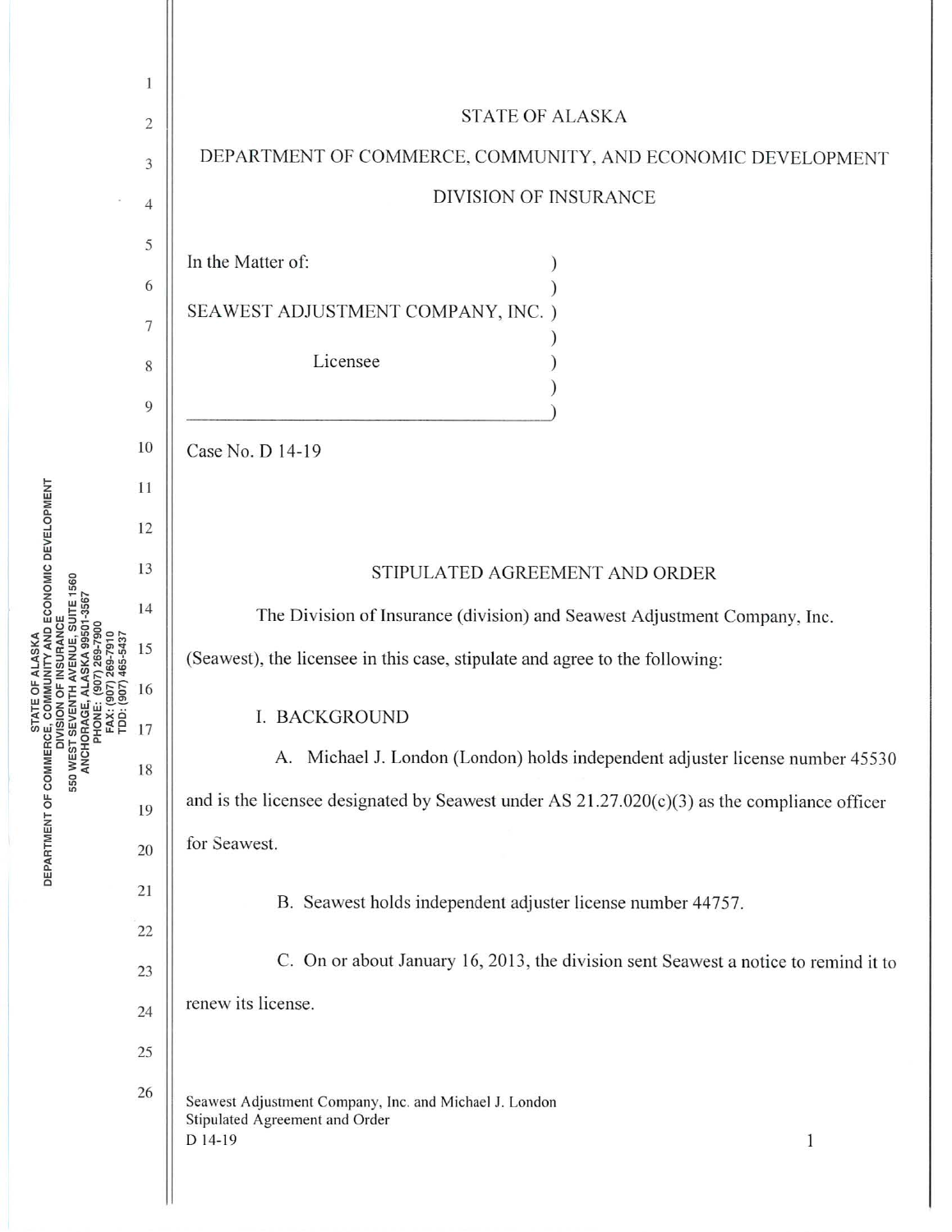STATE OF ALASKA

DEPARTMENT OF COMMERCE, COMMUNITY, AND ECONOMIC DEVELOPMENT

DIVISION OF INSURANCE

In the Matter of:

SEAWEST ADJUSTMENT COMPANY, INC.

Licensee

Case No. D 14-19

## STIPULATED AGREEMENT AND ORDER

The Division of Insurance (division) and Seawest Adjustment Company, Inc. (Seawest), the licensee in this case, stipulate and agree to the following:

### I. BACKGROUND

A. Michael J. London (London) holds independent adjuster license number 45530 and is the licensee designated by Seawest under AS 21.27.020(c)(3) as the compliance officer for Seawest.

B. Seawest holds independent adjuster license number 44757.

C. On or about January 16, 2013, the division sent Seawest a notice to remind it to renew its license.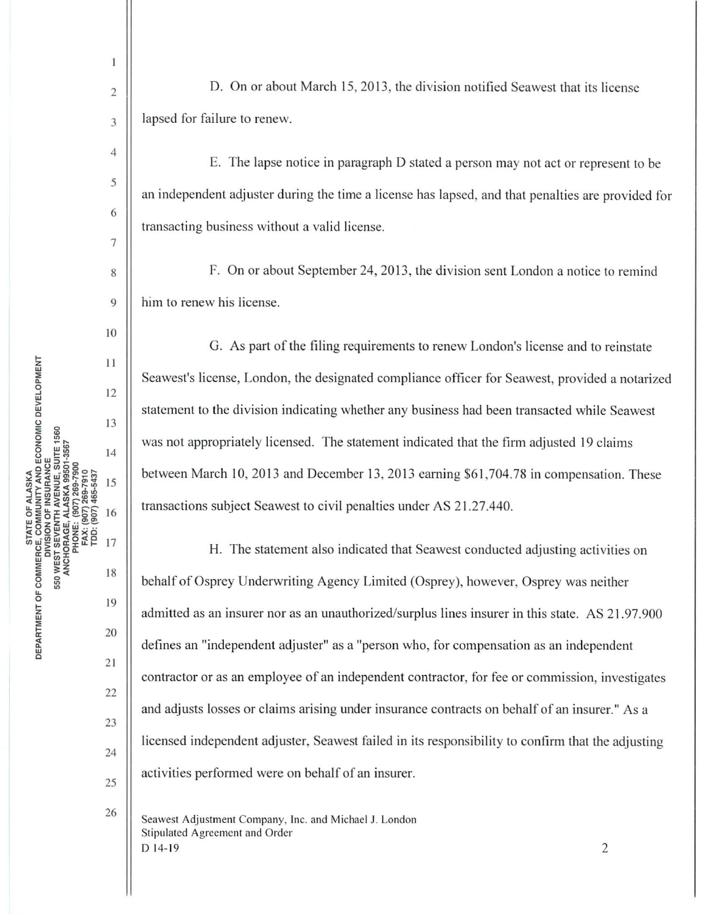D. On or about March 15, 2013, the division notified Seawest that its license lapsed for failure to renew.

E. The lapse notice in paragraph D stated a person may not act or represent to be an independent adjuster during the time a license has lapsed, and that penalties are provided for transacting business without a valid license.

F. On or about September 24, 2013, the division sent London a notice to remind him to renew his license.

G. As part of the filing requirements to renew London's license and to reinstate Seawest's license, London, the designated compliance officer for Seawest, provided a notarized statement to the division indicating whether any business had been transacted while Seawest was not appropriately licensed. The statement indicated that the firm adjusted 19 claims between March 10, 2013 and December 13, 2013 earning $61,704.78 in compensation. These transactions subject Seawest to civil penalties under AS 21.27.440.

H. The statement also indicated that Seawest conducted adjusting activities on behalf of Osprey Underwriting Agency Limited (Osprey), however, Osprey was neither admitted as an insurer nor as an unauthorized/surplus lines insurer in this state. AS 21.97.900 defines an "independent adjuster" as a "person who, for compensation as an independent contractor or as an employee of an independent contractor, for fee or commission, investigates and adjusts losses or claims arising under insurance contracts on behalf of an insurer." As a licensed independent adjuster, Seawest failed in its responsibility to confirm that the adjusting activities performed were on behalf of an insurer.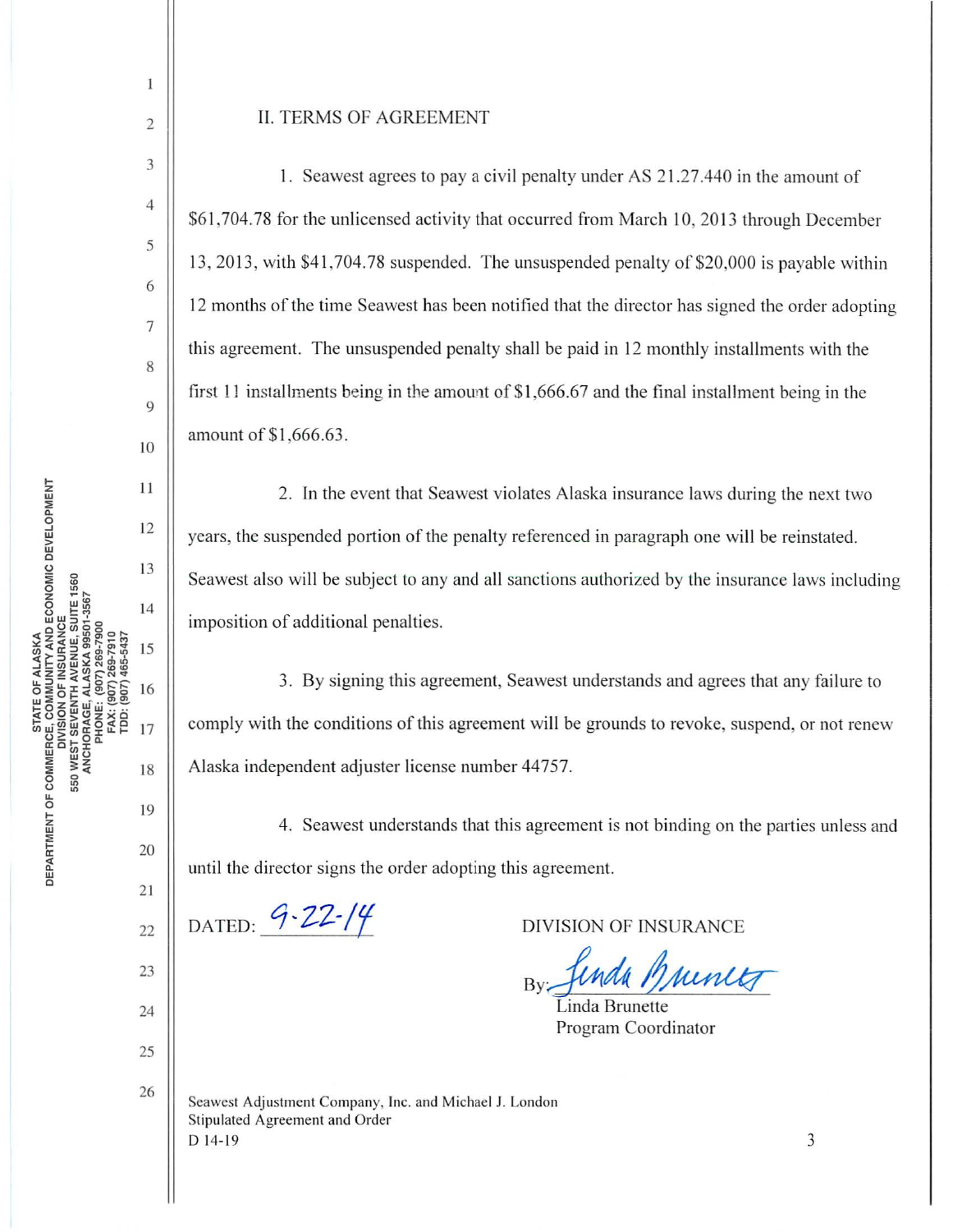## II. TERMS OF AGREEMENT

1. Seawest agrees to pay a civil penalty under AS 21.27.440 in the amount of $61,704.78 for the unlicensed activity that occurred from March 10, 2013 through December 13, 2013, with $41,704.78 suspended. The unsuspended penalty of $20,000 is payable within 12 months of the time Seawest has been notified that the director has signed the order adopting this agreement. The unsuspended penalty shall be paid in 12 monthly installments with the first 11 installments being in the amount of $1,666.67 and the final installment being in the amount of $1,666.63.

2. In the event that Seawest violates Alaska insurance laws during the next two years, the suspended portion of the penalty referenced in paragraph one will be reinstated. Seawest also will be subject to any and all sanctions authorized by the insurance laws including imposition of additional penalties.

3. By signing this agreement, Seawest understands and agrees that any failure to comply with the conditions of this agreement will be grounds to revoke, suspend, or not renew Alaska independent adjuster license number 44757.

4. Seawest understands that this agreement is not binding on the parties unless and until the director signs the order adopting this agreement.

DATED: 9-22-14

DIVISION OF INSURANCE

By: *Linda Brunette*
Linda Brunette
Program Coordinator

Seawest Adjustment Company, Inc. and Michael J. London
Stipulated Agreement and Order
D 14-19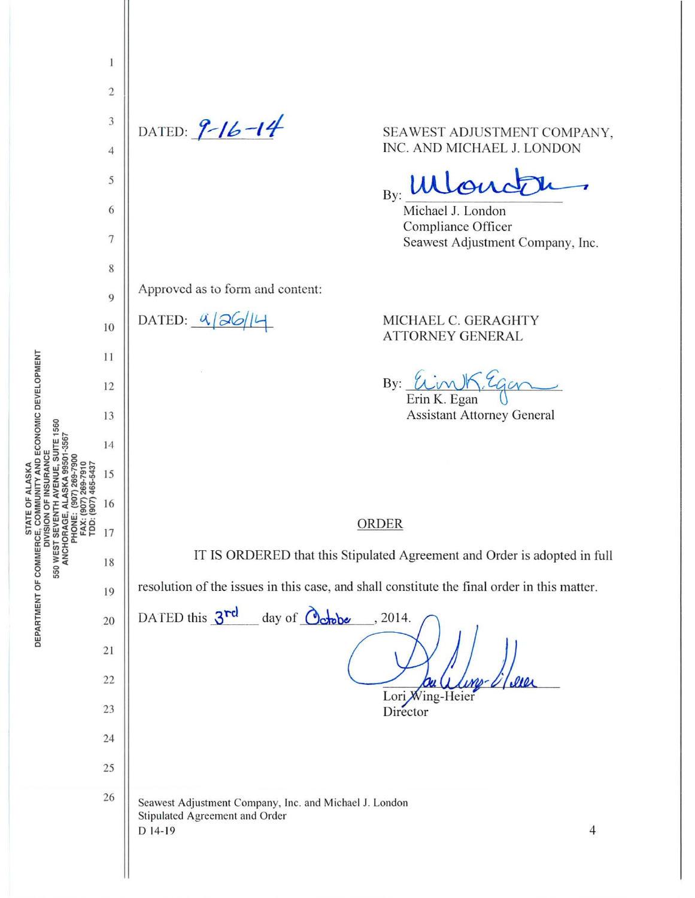DATED: 9-16-14

SEAWEST ADJUSTMENT COMPANY, INC. AND MICHAEL J. LONDON

By: _______________
Michael J. London
Compliance Officer
Seawest Adjustment Company, Inc.

Approved as to form and content:

DATED: 9/26/14

MICHAEL C. GERAGHTY
ATTORNEY GENERAL

By: _______________
Erin K. Egan
Assistant Attorney General

## ORDER

IT IS ORDERED that this Stipulated Agreement and Order is adopted in full resolution of the issues in this case, and shall constitute the final order in this matter.

DATED this 3rd day of October, 2014.

_______________
Lori Wing-Heier
Director

Seawest Adjustment Company, Inc. and Michael J. London
Stipulated Agreement and Order
D 14-19